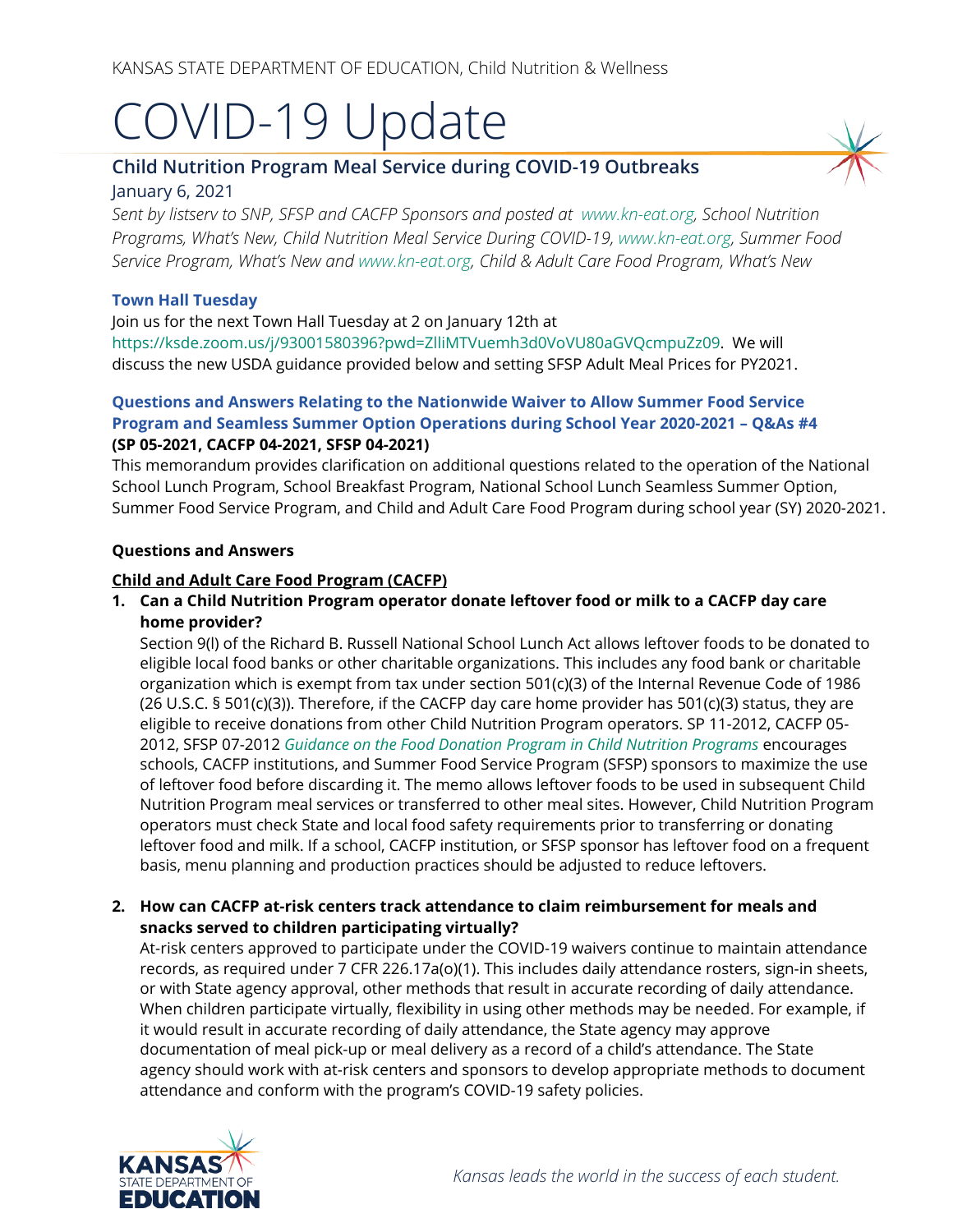KANSAS STATE DEPARTMENT OF EDUCATION, Child Nutrition & Wellness

# COVID-19 Update

## Child Nutrition Program Meal Service during COVID-19 Outbreaks

January 6, 2021

*Sent by listserv to SNP, SFSP and CACFP Sponsors and posted at www.kn-eat.org, School Nutrition Programs, What's New, Child Nutrition Meal Service During COVID-19, www.kn-eat.org, Summer Food Service Program, What's New and www.kn-eat.org, Child & Adult Care Food Program, What's New*

### Town Hall Tuesday

Join us for the next Town Hall Tuesday at 2 on January 12th at https://ksde.zoom.us/j/93001580396?pwd=ZlliMTVuemh3d0VoVU80aGVQcmpuZz09. We will discuss the new USDA guidance provided below and setting SFSP Adult Meal Prices for PY2021.

### Questions and Answers Relating to the Nationwide Waiver to Allow Summer Food Service Program and Seamless Summer Option Operations during School Year 2020-2021 – Q&As #4

**(SP 05-2021, CACFP 04-2021, SFSP 04-2021)**

This memorandum provides clarification on additional questions related to the operation of the National School Lunch Program, School Breakfast Program, National School Lunch Seamless Summer Option, Summer Food Service Program, and Child and Adult Care Food Program during school year (SY) 2020-2021.

**Questions and Answers**

**Child and Adult Care Food Program (CACFP)**

1. **Can a Child Nutrition Program operator donate leftover food or milk to a CACFP day care home provider?**

   Section 9(l) of the Richard B. Russell National School Lunch Act allows leftover foods to be donated to eligible local food banks or other charitable organizations. This includes any food bank or charitable organization which is exempt from tax under section 501(c)(3) of the Internal Revenue Code of 1986 (26 U.S.C. § 501(c)(3)). Therefore, if the CACFP day care home provider has 501(c)(3) status, they are eligible to receive donations from other Child Nutrition Program operators. SP 11-2012, CACFP 05-2012, SFSP 07-2012 *Guidance on the Food Donation Program in Child Nutrition Programs* encourages schools, CACFP institutions, and Summer Food Service Program (SFSP) sponsors to maximize the use of leftover food before discarding it. The memo allows leftover foods to be used in subsequent Child Nutrition Program meal services or transferred to other meal sites. However, Child Nutrition Program operators must check State and local food safety requirements prior to transferring or donating leftover food and milk. If a school, CACFP institution, or SFSP sponsor has leftover food on a frequent basis, menu planning and production practices should be adjusted to reduce leftovers.

2. **How can CACFP at-risk centers track attendance to claim reimbursement for meals and snacks served to children participating virtually?**

   At-risk centers approved to participate under the COVID-19 waivers continue to maintain attendance records, as required under 7 CFR 226.17a(o)(1). This includes daily attendance rosters, sign-in sheets, or with State agency approval, other methods that result in accurate recording of daily attendance. When children participate virtually, flexibility in using other methods may be needed. For example, if it would result in accurate recording of daily attendance, the State agency may approve documentation of meal pick-up or meal delivery as a record of a child's attendance. The State agency should work with at-risk centers and sponsors to develop appropriate methods to document attendance and conform with the program's COVID-19 safety policies.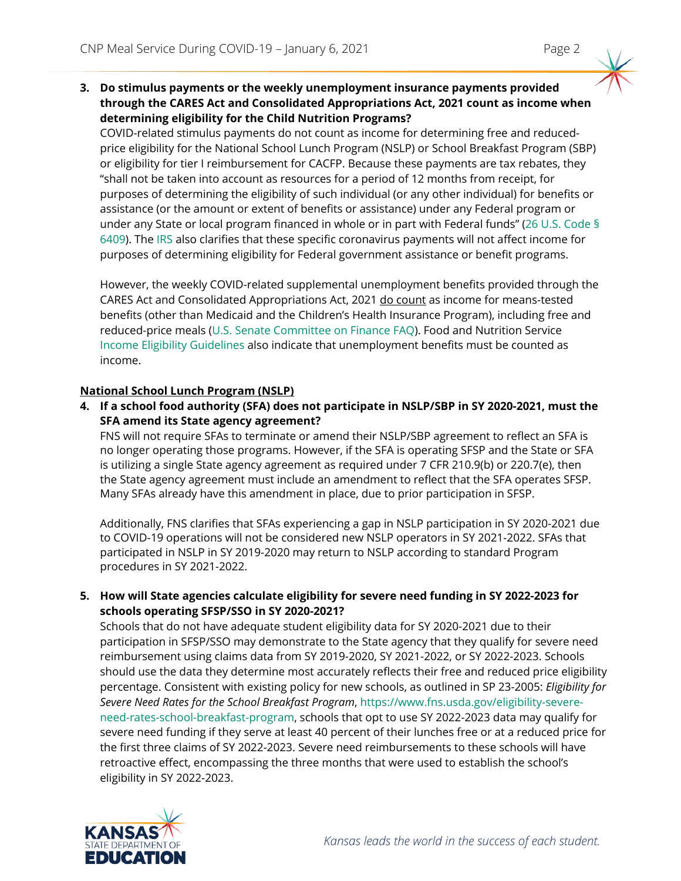**3. Do stimulus payments or the weekly unemployment insurance payments provided through the CARES Act and Consolidated Appropriations Act, 2021 count as income when determining eligibility for the Child Nutrition Programs?**

COVID-related stimulus payments do not count as income for determining free and reduced-price eligibility for the National School Lunch Program (NSLP) or School Breakfast Program (SBP) or eligibility for tier I reimbursement for CACFP. Because these payments are tax rebates, they "shall not be taken into account as resources for a period of 12 months from receipt, for purposes of determining the eligibility of such individual (or any other individual) for benefits or assistance (or the amount or extent of benefits or assistance) under any Federal program or under any State or local program financed in whole or in part with Federal funds" (26 U.S. Code § 6409). The IRS also clarifies that these specific coronavirus payments will not affect income for purposes of determining eligibility for Federal government assistance or benefit programs.

However, the weekly COVID-related supplemental unemployment benefits provided through the CARES Act and Consolidated Appropriations Act, 2021 <u>do count</u> as income for means-tested benefits (other than Medicaid and the Children's Health Insurance Program), including free and reduced-price meals (U.S. Senate Committee on Finance FAQ). Food and Nutrition Service Income Eligibility Guidelines also indicate that unemployment benefits must be counted as income.

## National School Lunch Program (NSLP)

**4. If a school food authority (SFA) does not participate in NSLP/SBP in SY 2020-2021, must the SFA amend its State agency agreement?**

FNS will not require SFAs to terminate or amend their NSLP/SBP agreement to reflect an SFA is no longer operating those programs. However, if the SFA is operating SFSP and the State or SFA is utilizing a single State agency agreement as required under 7 CFR 210.9(b) or 220.7(e), then the State agency agreement must include an amendment to reflect that the SFA operates SFSP. Many SFAs already have this amendment in place, due to prior participation in SFSP.

Additionally, FNS clarifies that SFAs experiencing a gap in NSLP participation in SY 2020-2021 due to COVID-19 operations will not be considered new NSLP operators in SY 2021-2022. SFAs that participated in NSLP in SY 2019-2020 may return to NSLP according to standard Program procedures in SY 2021-2022.

**5. How will State agencies calculate eligibility for severe need funding in SY 2022-2023 for schools operating SFSP/SSO in SY 2020-2021?**

Schools that do not have adequate student eligibility data for SY 2020-2021 due to their participation in SFSP/SSO may demonstrate to the State agency that they qualify for severe need reimbursement using claims data from SY 2019-2020, SY 2021-2022, or SY 2022-2023. Schools should use the data they determine most accurately reflects their free and reduced price eligibility percentage. Consistent with existing policy for new schools, as outlined in SP 23-2005: *Eligibility for Severe Need Rates for the School Breakfast Program*, https://www.fns.usda.gov/eligibility-severe-need-rates-school-breakfast-program, schools that opt to use SY 2022-2023 data may qualify for severe need funding if they serve at least 40 percent of their lunches free or at a reduced price for the first three claims of SY 2022-2023. Severe need reimbursements to these schools will have retroactive effect, encompassing the three months that were used to establish the school's eligibility in SY 2022-2023.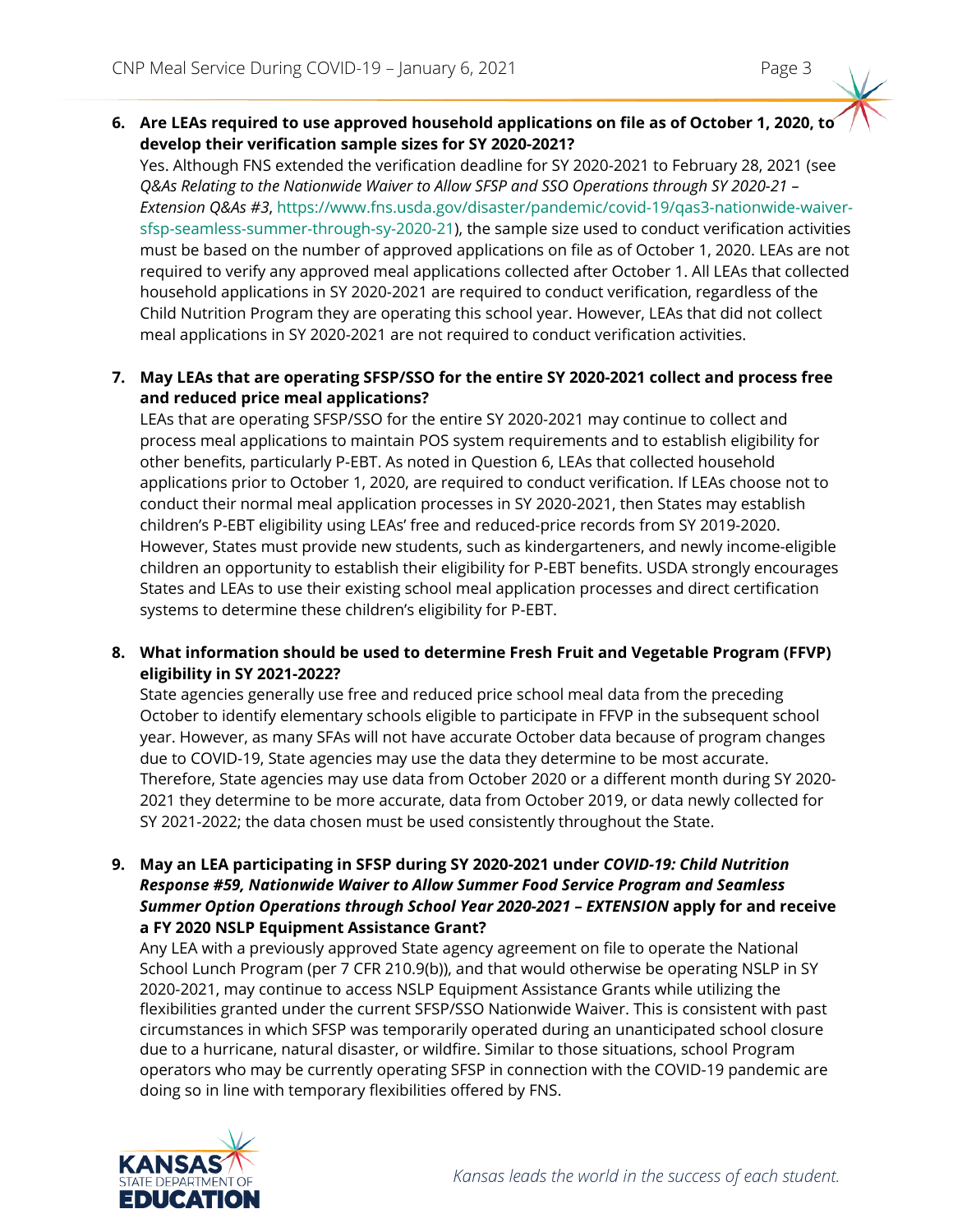6. **Are LEAs required to use approved household applications on file as of October 1, 2020, to develop their verification sample sizes for SY 2020-2021?**
   Yes. Although FNS extended the verification deadline for SY 2020-2021 to February 28, 2021 (see *Q&As Relating to the Nationwide Waiver to Allow SFSP and SSO Operations through SY 2020-21 – Extension Q&As #3*, https://www.fns.usda.gov/disaster/pandemic/covid-19/qas3-nationwide-waiver-sfsp-seamless-summer-through-sy-2020-21), the sample size used to conduct verification activities must be based on the number of approved applications on file as of October 1, 2020. LEAs are not required to verify any approved meal applications collected after October 1. All LEAs that collected household applications in SY 2020-2021 are required to conduct verification, regardless of the Child Nutrition Program they are operating this school year. However, LEAs that did not collect meal applications in SY 2020-2021 are not required to conduct verification activities.

7. **May LEAs that are operating SFSP/SSO for the entire SY 2020-2021 collect and process free and reduced price meal applications?**
   LEAs that are operating SFSP/SSO for the entire SY 2020-2021 may continue to collect and process meal applications to maintain POS system requirements and to establish eligibility for other benefits, particularly P-EBT. As noted in Question 6, LEAs that collected household applications prior to October 1, 2020, are required to conduct verification. If LEAs choose not to conduct their normal meal application processes in SY 2020-2021, then States may establish children's P-EBT eligibility using LEAs' free and reduced-price records from SY 2019-2020. However, States must provide new students, such as kindergarteners, and newly income-eligible children an opportunity to establish their eligibility for P-EBT benefits. USDA strongly encourages States and LEAs to use their existing school meal application processes and direct certification systems to determine these children's eligibility for P-EBT.

8. **What information should be used to determine Fresh Fruit and Vegetable Program (FFVP) eligibility in SY 2021-2022?**
   State agencies generally use free and reduced price school meal data from the preceding October to identify elementary schools eligible to participate in FFVP in the subsequent school year. However, as many SFAs will not have accurate October data because of program changes due to COVID-19, State agencies may use the data they determine to be most accurate. Therefore, State agencies may use data from October 2020 or a different month during SY 2020-2021 they determine to be more accurate, data from October 2019, or data newly collected for SY 2021-2022; the data chosen must be used consistently throughout the State.

9. **May an LEA participating in SFSP during SY 2020-2021 under *COVID-19: Child Nutrition Response #59, Nationwide Waiver to Allow Summer Food Service Program and Seamless Summer Option Operations through School Year 2020-2021 – EXTENSION* apply for and receive a FY 2020 NSLP Equipment Assistance Grant?**
   Any LEA with a previously approved State agency agreement on file to operate the National School Lunch Program (per 7 CFR 210.9(b)), and that would otherwise be operating NSLP in SY 2020-2021, may continue to access NSLP Equipment Assistance Grants while utilizing the flexibilities granted under the current SFSP/SSO Nationwide Waiver. This is consistent with past circumstances in which SFSP was temporarily operated during an unanticipated school closure due to a hurricane, natural disaster, or wildfire. Similar to those situations, school Program operators who may be currently operating SFSP in connection with the COVID-19 pandemic are doing so in line with temporary flexibilities offered by FNS.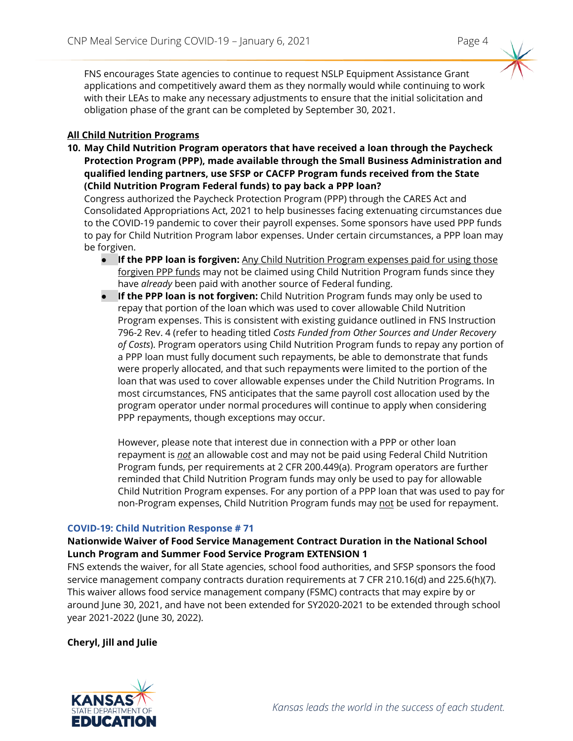FNS encourages State agencies to continue to request NSLP Equipment Assistance Grant applications and competitively award them as they normally would while continuing to work with their LEAs to make any necessary adjustments to ensure that the initial solicitation and obligation phase of the grant can be completed by September 30, 2021.

**All Child Nutrition Programs**

**10. May Child Nutrition Program operators that have received a loan through the Paycheck Protection Program (PPP), made available through the Small Business Administration and qualified lending partners, use SFSP or CACFP Program funds received from the State (Child Nutrition Program Federal funds) to pay back a PPP loan?**

Congress authorized the Paycheck Protection Program (PPP) through the CARES Act and Consolidated Appropriations Act, 2021 to help businesses facing extenuating circumstances due to the COVID-19 pandemic to cover their payroll expenses. Some sponsors have used PPP funds to pay for Child Nutrition Program labor expenses. Under certain circumstances, a PPP loan may be forgiven.

- **If the PPP loan is forgiven:** Any Child Nutrition Program expenses paid for using those forgiven PPP funds may not be claimed using Child Nutrition Program funds since they have *already* been paid with another source of Federal funding.
- **If the PPP loan is not forgiven:** Child Nutrition Program funds may only be used to repay that portion of the loan which was used to cover allowable Child Nutrition Program expenses. This is consistent with existing guidance outlined in FNS Instruction 796-2 Rev. 4 (refer to heading titled *Costs Funded from Other Sources and Under Recovery of Costs*). Program operators using Child Nutrition Program funds to repay any portion of a PPP loan must fully document such repayments, be able to demonstrate that funds were properly allocated, and that such repayments were limited to the portion of the loan that was used to cover allowable expenses under the Child Nutrition Programs. In most circumstances, FNS anticipates that the same payroll cost allocation used by the program operator under normal procedures will continue to apply when considering PPP repayments, though exceptions may occur.

  However, please note that interest due in connection with a PPP or other loan repayment is ***not*** an allowable cost and may not be paid using Federal Child Nutrition Program funds, per requirements at 2 CFR 200.449(a). Program operators are further reminded that Child Nutrition Program funds may only be used to pay for allowable Child Nutrition Program expenses. For any portion of a PPP loan that was used to pay for non-Program expenses, Child Nutrition Program funds may not be used for repayment.

**COVID-19: Child Nutrition Response # 71**

**Nationwide Waiver of Food Service Management Contract Duration in the National School Lunch Program and Summer Food Service Program EXTENSION 1**

FNS extends the waiver, for all State agencies, school food authorities, and SFSP sponsors the food service management company contracts duration requirements at 7 CFR 210.16(d) and 225.6(h)(7). This waiver allows food service management company (FSMC) contracts that may expire by or around June 30, 2021, and have not been extended for SY2020-2021 to be extended through school year 2021-2022 (June 30, 2022).

**Cheryl, Jill and Julie**

Kansas leads the world in the success of each student.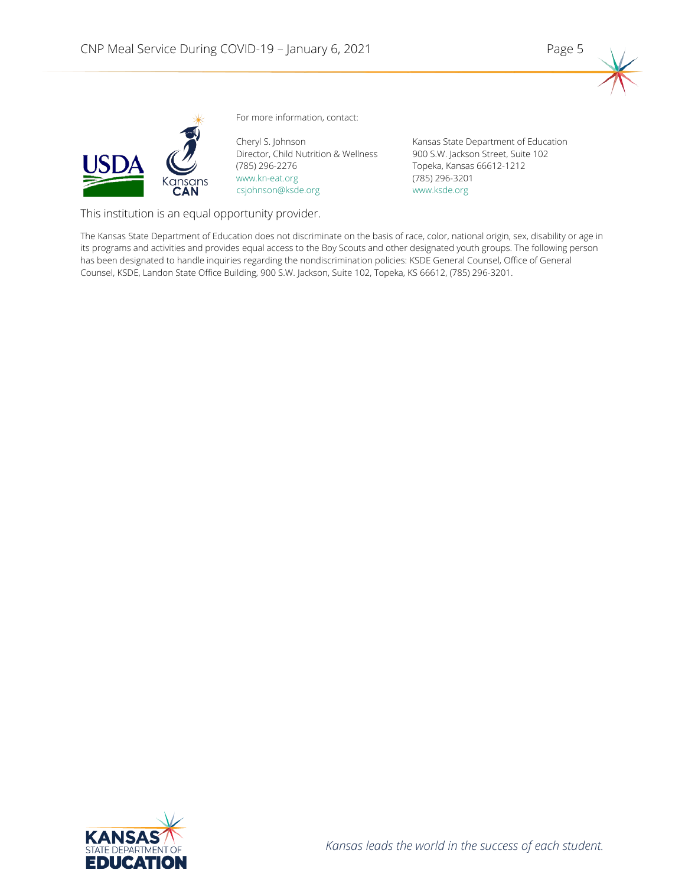For more information, contact:

Cheryl S. Johnson
Director, Child Nutrition & Wellness
(785) 296-2276
www.kn-eat.org
csjohnson@ksde.org

Kansas State Department of Education
900 S.W. Jackson Street, Suite 102
Topeka, Kansas 66612-1212
(785) 296-3201
www.ksde.org

This institution is an equal opportunity provider.

The Kansas State Department of Education does not discriminate on the basis of race, color, national origin, sex, disability or age in its programs and activities and provides equal access to the Boy Scouts and other designated youth groups. The following person has been designated to handle inquiries regarding the nondiscrimination policies: KSDE General Counsel, Office of General Counsel, KSDE, Landon State Office Building, 900 S.W. Jackson, Suite 102, Topeka, KS 66612, (785) 296-3201.

*Kansas leads the world in the success of each student.*